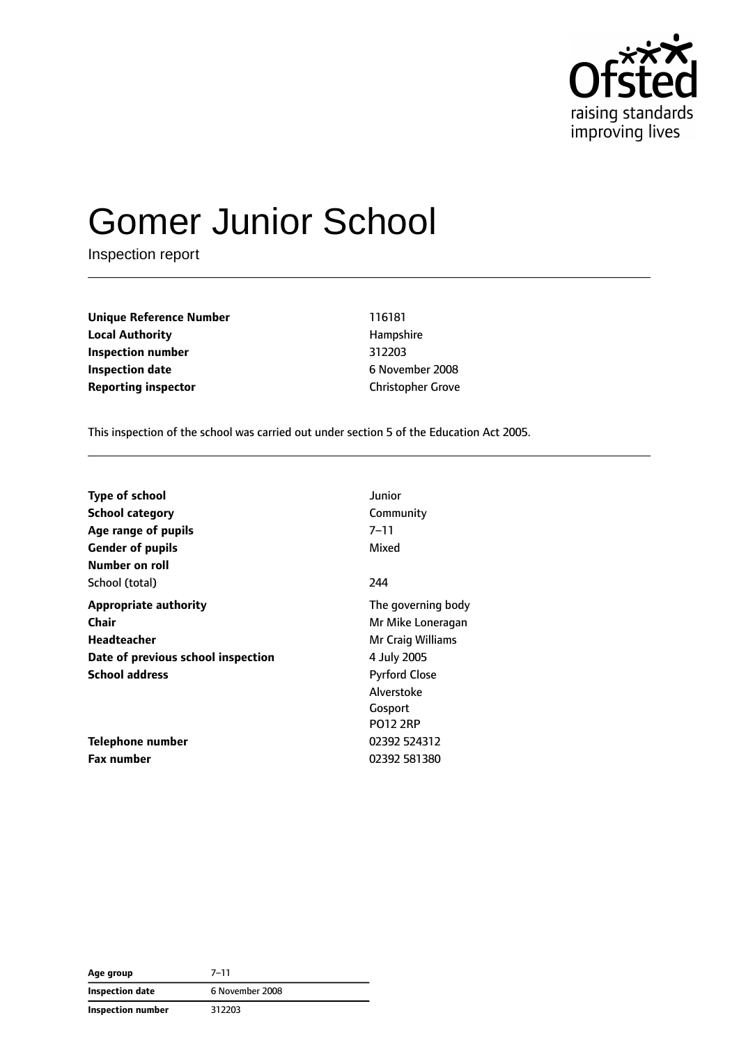# Gomer Junior School

Inspection report

| | |
|---|---|
| **Unique Reference Number** | 116181 |
| **Local Authority** | Hampshire |
| **Inspection number** | 312203 |
| **Inspection date** | 6 November 2008 |
| **Reporting inspector** | Christopher Grove |

This inspection of the school was carried out under section 5 of the Education Act 2005.

| | |
|---|---|
| **Type of school** | Junior |
| **School category** | Community |
| **Age range of pupils** | 7–11 |
| **Gender of pupils** | Mixed |
| **Number on roll** | |
| School (total) | 244 |
| **Appropriate authority** | The governing body |
| **Chair** | Mr Mike Loneragan |
| **Headteacher** | Mr Craig Williams |
| **Date of previous school inspection** | 4 July 2005 |
| **School address** | Pyrford Close<br>Alverstoke<br>Gosport<br>PO12 2RP |
| **Telephone number** | 02392 524312 |
| **Fax number** | 02392 581380 |

| | |
|---|---|
| **Age group** | 7–11 |
| **Inspection date** | 6 November 2008 |
| **Inspection number** | 312203 |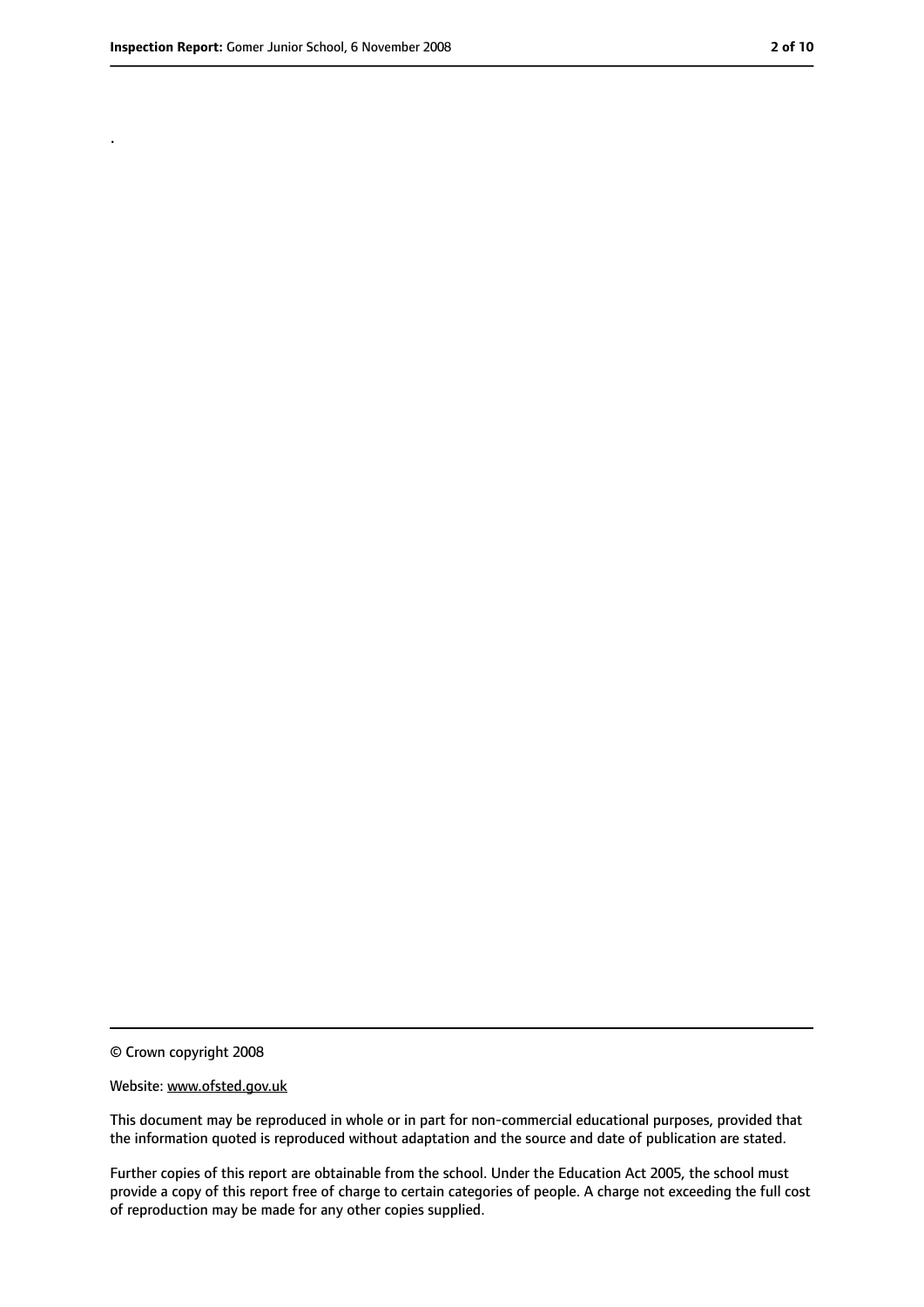.

© Crown copyright 2008

Website: www.ofsted.gov.uk

This document may be reproduced in whole or in part for non-commercial educational purposes, provided that the information quoted is reproduced without adaptation and the source and date of publication are stated.

Further copies of this report are obtainable from the school. Under the Education Act 2005, the school must provide a copy of this report free of charge to certain categories of people. A charge not exceeding the full cost of reproduction may be made for any other copies supplied.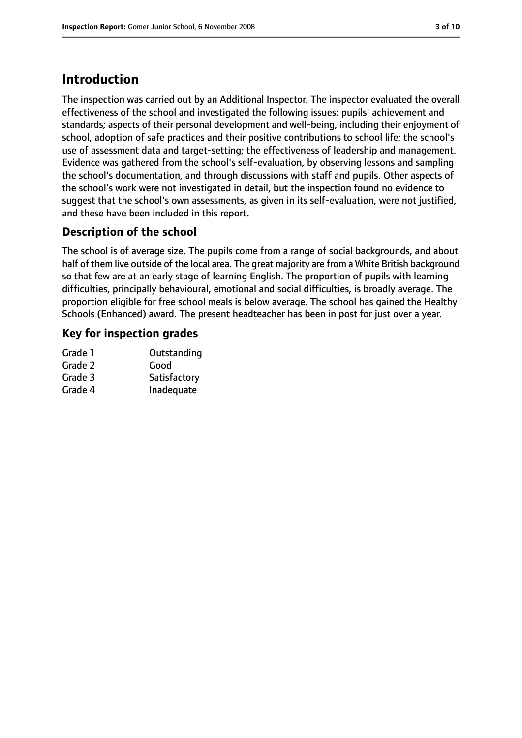# Introduction

The inspection was carried out by an Additional Inspector. The inspector evaluated the overall effectiveness of the school and investigated the following issues: pupils' achievement and standards; aspects of their personal development and well-being, including their enjoyment of school, adoption of safe practices and their positive contributions to school life; the school's use of assessment data and target-setting; the effectiveness of leadership and management. Evidence was gathered from the school's self-evaluation, by observing lessons and sampling the school's documentation, and through discussions with staff and pupils. Other aspects of the school's work were not investigated in detail, but the inspection found no evidence to suggest that the school's own assessments, as given in its self-evaluation, were not justified, and these have been included in this report.

## Description of the school

The school is of average size. The pupils come from a range of social backgrounds, and about half of them live outside of the local area. The great majority are from a White British background so that few are at an early stage of learning English. The proportion of pupils with learning difficulties, principally behavioural, emotional and social difficulties, is broadly average. The proportion eligible for free school meals is below average. The school has gained the Healthy Schools (Enhanced) award. The present headteacher has been in post for just over a year.

## Key for inspection grades

| | |
|---|---|
| Grade 1 | Outstanding |
| Grade 2 | Good |
| Grade 3 | Satisfactory |
| Grade 4 | Inadequate |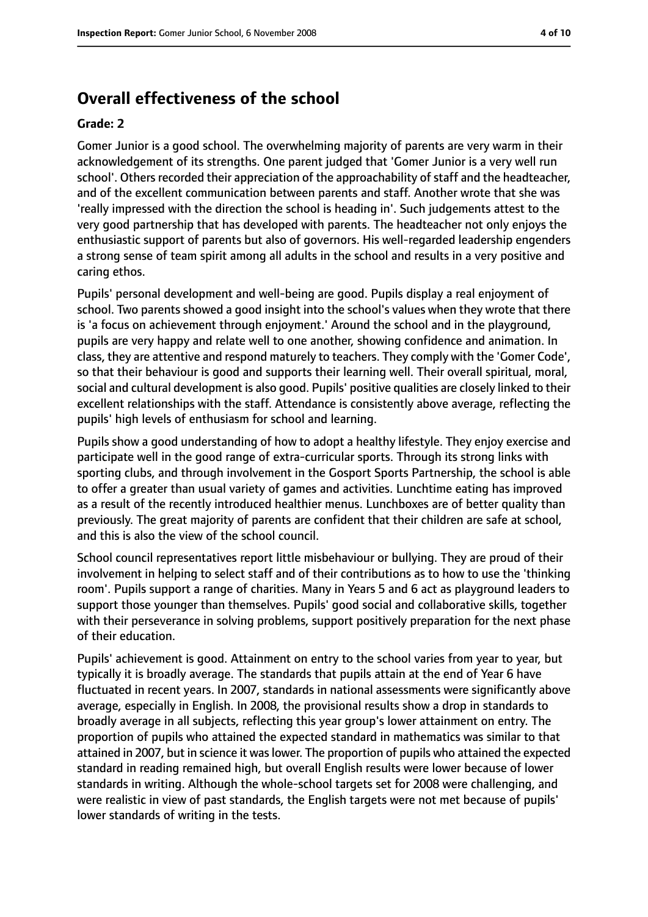## Overall effectiveness of the school

### Grade: 2

Gomer Junior is a good school. The overwhelming majority of parents are very warm in their acknowledgement of its strengths. One parent judged that 'Gomer Junior is a very well run school'. Others recorded their appreciation of the approachability of staff and the headteacher, and of the excellent communication between parents and staff. Another wrote that she was 'really impressed with the direction the school is heading in'. Such judgements attest to the very good partnership that has developed with parents. The headteacher not only enjoys the enthusiastic support of parents but also of governors. His well-regarded leadership engenders a strong sense of team spirit among all adults in the school and results in a very positive and caring ethos.

Pupils' personal development and well-being are good. Pupils display a real enjoyment of school. Two parents showed a good insight into the school's values when they wrote that there is 'a focus on achievement through enjoyment.' Around the school and in the playground, pupils are very happy and relate well to one another, showing confidence and animation. In class, they are attentive and respond maturely to teachers. They comply with the 'Gomer Code', so that their behaviour is good and supports their learning well. Their overall spiritual, moral, social and cultural development is also good. Pupils' positive qualities are closely linked to their excellent relationships with the staff. Attendance is consistently above average, reflecting the pupils' high levels of enthusiasm for school and learning.

Pupils show a good understanding of how to adopt a healthy lifestyle. They enjoy exercise and participate well in the good range of extra-curricular sports. Through its strong links with sporting clubs, and through involvement in the Gosport Sports Partnership, the school is able to offer a greater than usual variety of games and activities. Lunchtime eating has improved as a result of the recently introduced healthier menus. Lunchboxes are of better quality than previously. The great majority of parents are confident that their children are safe at school, and this is also the view of the school council.

School council representatives report little misbehaviour or bullying. They are proud of their involvement in helping to select staff and of their contributions as to how to use the 'thinking room'. Pupils support a range of charities. Many in Years 5 and 6 act as playground leaders to support those younger than themselves. Pupils' good social and collaborative skills, together with their perseverance in solving problems, support positively preparation for the next phase of their education.

Pupils' achievement is good. Attainment on entry to the school varies from year to year, but typically it is broadly average. The standards that pupils attain at the end of Year 6 have fluctuated in recent years. In 2007, standards in national assessments were significantly above average, especially in English. In 2008, the provisional results show a drop in standards to broadly average in all subjects, reflecting this year group's lower attainment on entry. The proportion of pupils who attained the expected standard in mathematics was similar to that attained in 2007, but in science it was lower. The proportion of pupils who attained the expected standard in reading remained high, but overall English results were lower because of lower standards in writing. Although the whole-school targets set for 2008 were challenging, and were realistic in view of past standards, the English targets were not met because of pupils' lower standards of writing in the tests.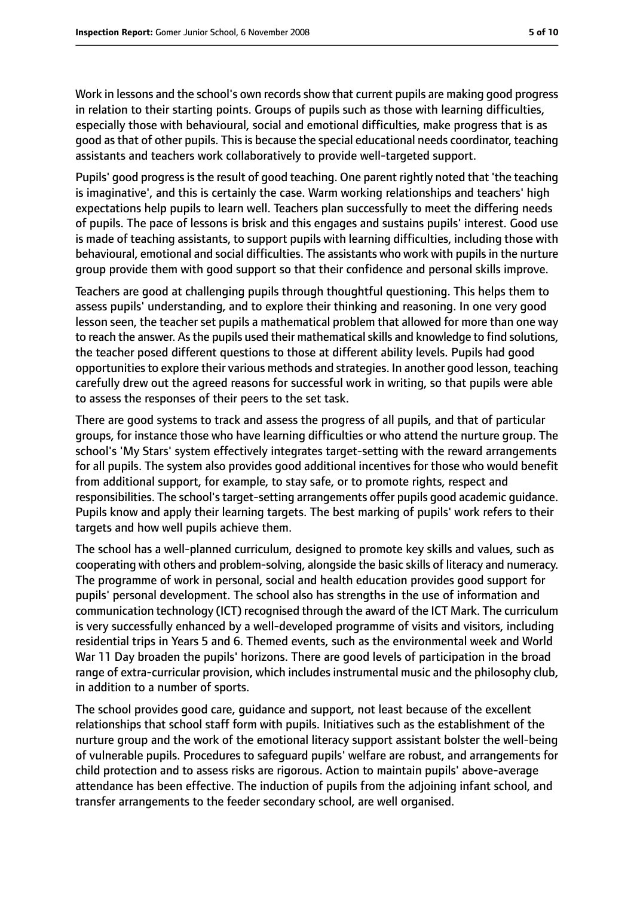Work in lessons and the school's own records show that current pupils are making good progress in relation to their starting points. Groups of pupils such as those with learning difficulties, especially those with behavioural, social and emotional difficulties, make progress that is as good as that of other pupils. This is because the special educational needs coordinator, teaching assistants and teachers work collaboratively to provide well-targeted support.

Pupils' good progress is the result of good teaching. One parent rightly noted that 'the teaching is imaginative', and this is certainly the case. Warm working relationships and teachers' high expectations help pupils to learn well. Teachers plan successfully to meet the differing needs of pupils. The pace of lessons is brisk and this engages and sustains pupils' interest. Good use is made of teaching assistants, to support pupils with learning difficulties, including those with behavioural, emotional and social difficulties. The assistants who work with pupils in the nurture group provide them with good support so that their confidence and personal skills improve.

Teachers are good at challenging pupils through thoughtful questioning. This helps them to assess pupils' understanding, and to explore their thinking and reasoning. In one very good lesson seen, the teacher set pupils a mathematical problem that allowed for more than one way to reach the answer. As the pupils used their mathematical skills and knowledge to find solutions, the teacher posed different questions to those at different ability levels. Pupils had good opportunities to explore their various methods and strategies. In another good lesson, teaching carefully drew out the agreed reasons for successful work in writing, so that pupils were able to assess the responses of their peers to the set task.

There are good systems to track and assess the progress of all pupils, and that of particular groups, for instance those who have learning difficulties or who attend the nurture group. The school's 'My Stars' system effectively integrates target-setting with the reward arrangements for all pupils. The system also provides good additional incentives for those who would benefit from additional support, for example, to stay safe, or to promote rights, respect and responsibilities. The school's target-setting arrangements offer pupils good academic guidance. Pupils know and apply their learning targets. The best marking of pupils' work refers to their targets and how well pupils achieve them.

The school has a well-planned curriculum, designed to promote key skills and values, such as cooperating with others and problem-solving, alongside the basic skills of literacy and numeracy. The programme of work in personal, social and health education provides good support for pupils' personal development. The school also has strengths in the use of information and communication technology (ICT) recognised through the award of the ICT Mark. The curriculum is very successfully enhanced by a well-developed programme of visits and visitors, including residential trips in Years 5 and 6. Themed events, such as the environmental week and World War 11 Day broaden the pupils' horizons. There are good levels of participation in the broad range of extra-curricular provision, which includes instrumental music and the philosophy club, in addition to a number of sports.

The school provides good care, guidance and support, not least because of the excellent relationships that school staff form with pupils. Initiatives such as the establishment of the nurture group and the work of the emotional literacy support assistant bolster the well-being of vulnerable pupils. Procedures to safeguard pupils' welfare are robust, and arrangements for child protection and to assess risks are rigorous. Action to maintain pupils' above-average attendance has been effective. The induction of pupils from the adjoining infant school, and transfer arrangements to the feeder secondary school, are well organised.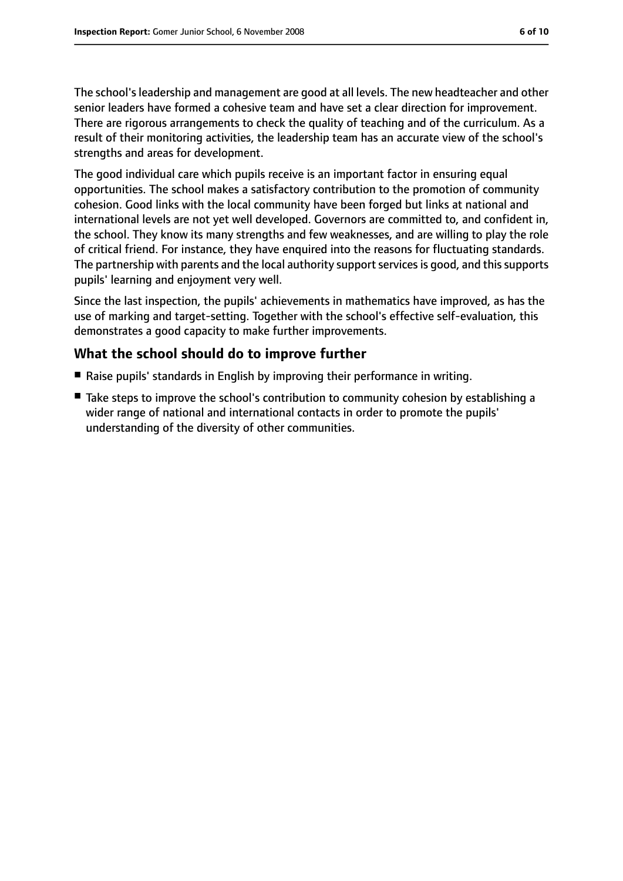The school's leadership and management are good at all levels. The new headteacher and other senior leaders have formed a cohesive team and have set a clear direction for improvement. There are rigorous arrangements to check the quality of teaching and of the curriculum. As a result of their monitoring activities, the leadership team has an accurate view of the school's strengths and areas for development.

The good individual care which pupils receive is an important factor in ensuring equal opportunities. The school makes a satisfactory contribution to the promotion of community cohesion. Good links with the local community have been forged but links at national and international levels are not yet well developed. Governors are committed to, and confident in, the school. They know its many strengths and few weaknesses, and are willing to play the role of critical friend. For instance, they have enquired into the reasons for fluctuating standards. The partnership with parents and the local authority support services is good, and this supports pupils' learning and enjoyment very well.

Since the last inspection, the pupils' achievements in mathematics have improved, as has the use of marking and target-setting. Together with the school's effective self-evaluation, this demonstrates a good capacity to make further improvements.

## What the school should do to improve further

- Raise pupils' standards in English by improving their performance in writing.
- Take steps to improve the school's contribution to community cohesion by establishing a wider range of national and international contacts in order to promote the pupils' understanding of the diversity of other communities.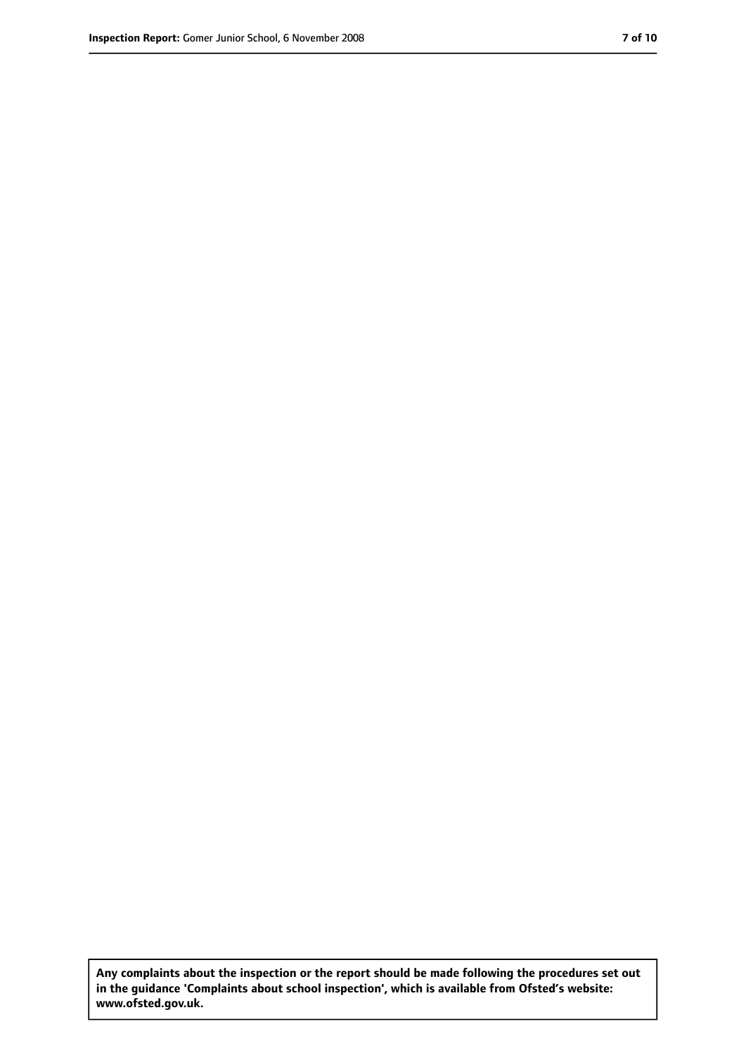**Any complaints about the inspection or the report should be made following the procedures set out in the guidance 'Complaints about school inspection', which is available from Ofsted's website: www.ofsted.gov.uk.**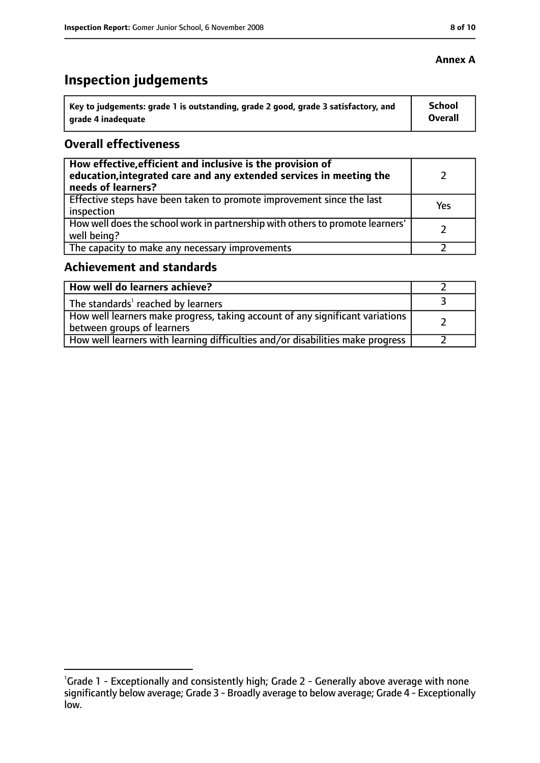**Annex A**

# Inspection judgements

| Key to judgements: grade 1 is outstanding, grade 2 good, grade 3 satisfactory, and grade 4 inadequate | School Overall |
| --- | --- |

## Overall effectiveness

| | |
| --- | --- |
| **How effective, efficient and inclusive is the provision of education, integrated care and any extended services in meeting the needs of learners?** | 2 |
| Effective steps have been taken to promote improvement since the last inspection | Yes |
| How well does the school work in partnership with others to promote learners' well being? | 2 |
| The capacity to make any necessary improvements | 2 |

## Achievement and standards

| | |
| --- | --- |
| **How well do learners achieve?** | 2 |
| The standards[1] reached by learners | 3 |
| How well learners make progress, taking account of any significant variations between groups of learners | 2 |
| How well learners with learning difficulties and/or disabilities make progress | 2 |

[1]Grade 1 - Exceptionally and consistently high; Grade 2 - Generally above average with none significantly below average; Grade 3 - Broadly average to below average; Grade 4 - Exceptionally low.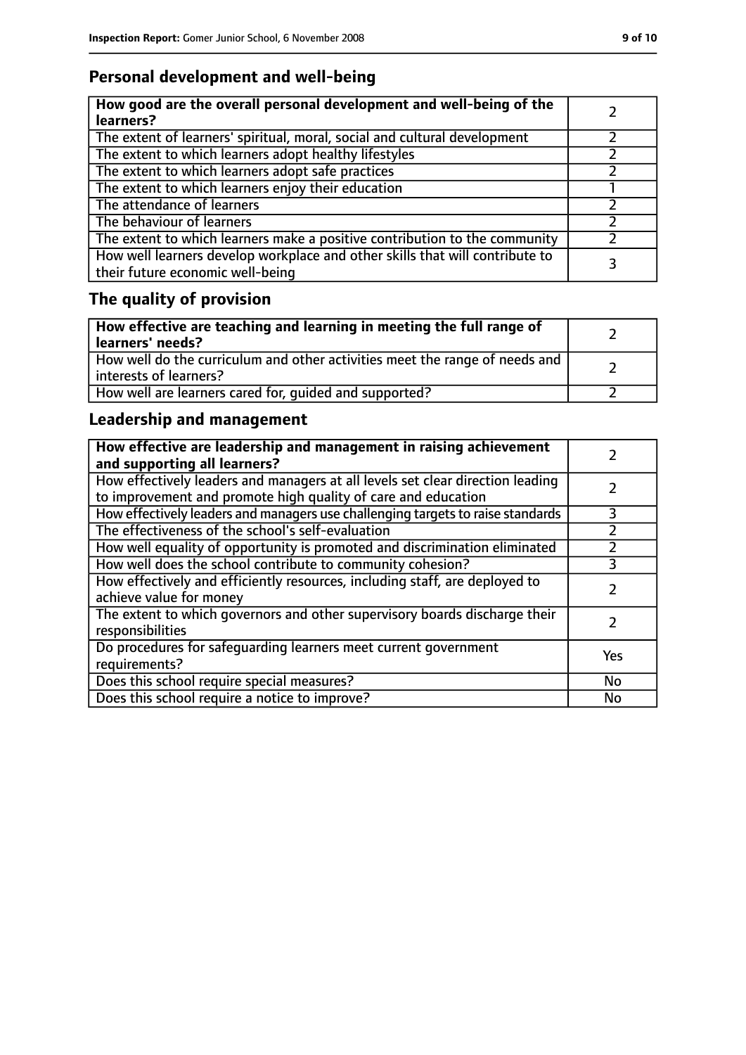## Personal development and well-being

| **How good are the overall personal development and well-being of the learners?** | 2 |
|---|---|
| The extent of learners' spiritual, moral, social and cultural development | 2 |
| The extent to which learners adopt healthy lifestyles | 2 |
| The extent to which learners adopt safe practices | 2 |
| The extent to which learners enjoy their education | 1 |
| The attendance of learners | 2 |
| The behaviour of learners | 2 |
| The extent to which learners make a positive contribution to the community | 2 |
| How well learners develop workplace and other skills that will contribute to their future economic well-being | 3 |

## The quality of provision

| **How effective are teaching and learning in meeting the full range of learners' needs?** | 2 |
|---|---|
| How well do the curriculum and other activities meet the range of needs and interests of learners? | 2 |
| How well are learners cared for, guided and supported? | 2 |

## Leadership and management

| **How effective are leadership and management in raising achievement and supporting all learners?** | 2 |
|---|---|
| How effectively leaders and managers at all levels set clear direction leading to improvement and promote high quality of care and education | 2 |
| How effectively leaders and managers use challenging targets to raise standards | 3 |
| The effectiveness of the school's self-evaluation | 2 |
| How well equality of opportunity is promoted and discrimination eliminated | 2 |
| How well does the school contribute to community cohesion? | 3 |
| How effectively and efficiently resources, including staff, are deployed to achieve value for money | 2 |
| The extent to which governors and other supervisory boards discharge their responsibilities | 2 |
| Do procedures for safeguarding learners meet current government requirements? | Yes |
| Does this school require special measures? | No |
| Does this school require a notice to improve? | No |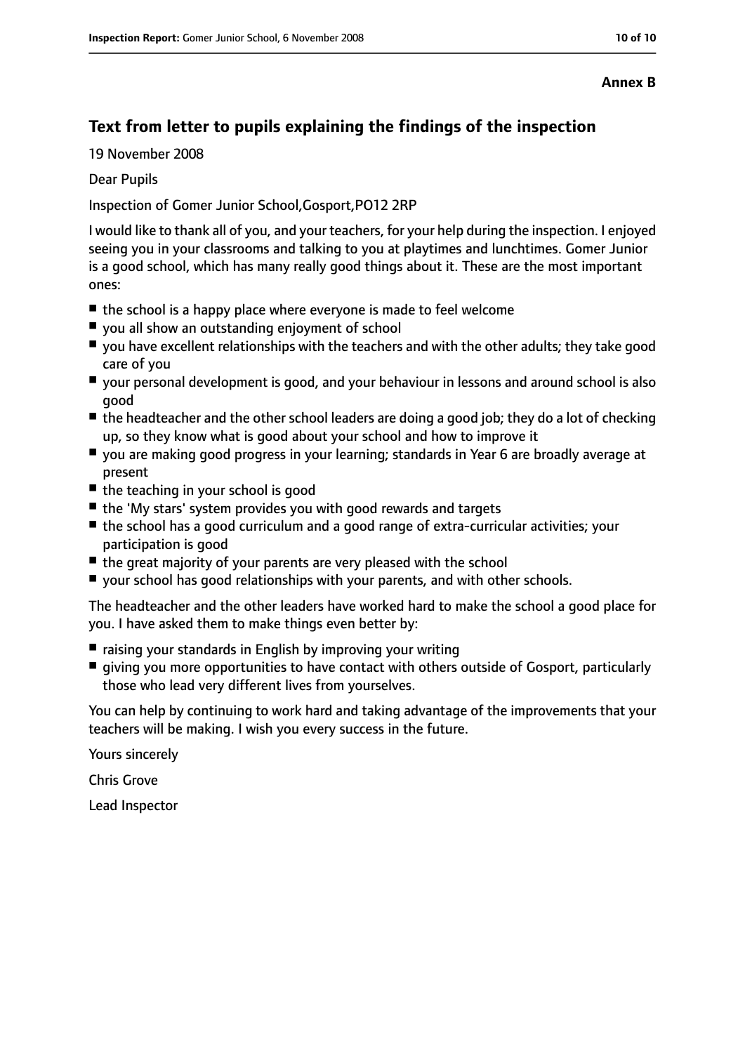**Annex B**

## Text from letter to pupils explaining the findings of the inspection

19 November 2008

Dear Pupils

Inspection of Gomer Junior School,Gosport,PO12 2RP

I would like to thank all of you, and your teachers, for your help during the inspection. I enjoyed seeing you in your classrooms and talking to you at playtimes and lunchtimes. Gomer Junior is a good school, which has many really good things about it. These are the most important ones:

- the school is a happy place where everyone is made to feel welcome
- you all show an outstanding enjoyment of school
- you have excellent relationships with the teachers and with the other adults; they take good care of you
- your personal development is good, and your behaviour in lessons and around school is also good
- the headteacher and the other school leaders are doing a good job; they do a lot of checking up, so they know what is good about your school and how to improve it
- you are making good progress in your learning; standards in Year 6 are broadly average at present
- the teaching in your school is good
- the 'My stars' system provides you with good rewards and targets
- the school has a good curriculum and a good range of extra-curricular activities; your participation is good
- the great majority of your parents are very pleased with the school
- your school has good relationships with your parents, and with other schools.

The headteacher and the other leaders have worked hard to make the school a good place for you. I have asked them to make things even better by:

- raising your standards in English by improving your writing
- giving you more opportunities to have contact with others outside of Gosport, particularly those who lead very different lives from yourselves.

You can help by continuing to work hard and taking advantage of the improvements that your teachers will be making. I wish you every success in the future.

Yours sincerely

Chris Grove

Lead Inspector